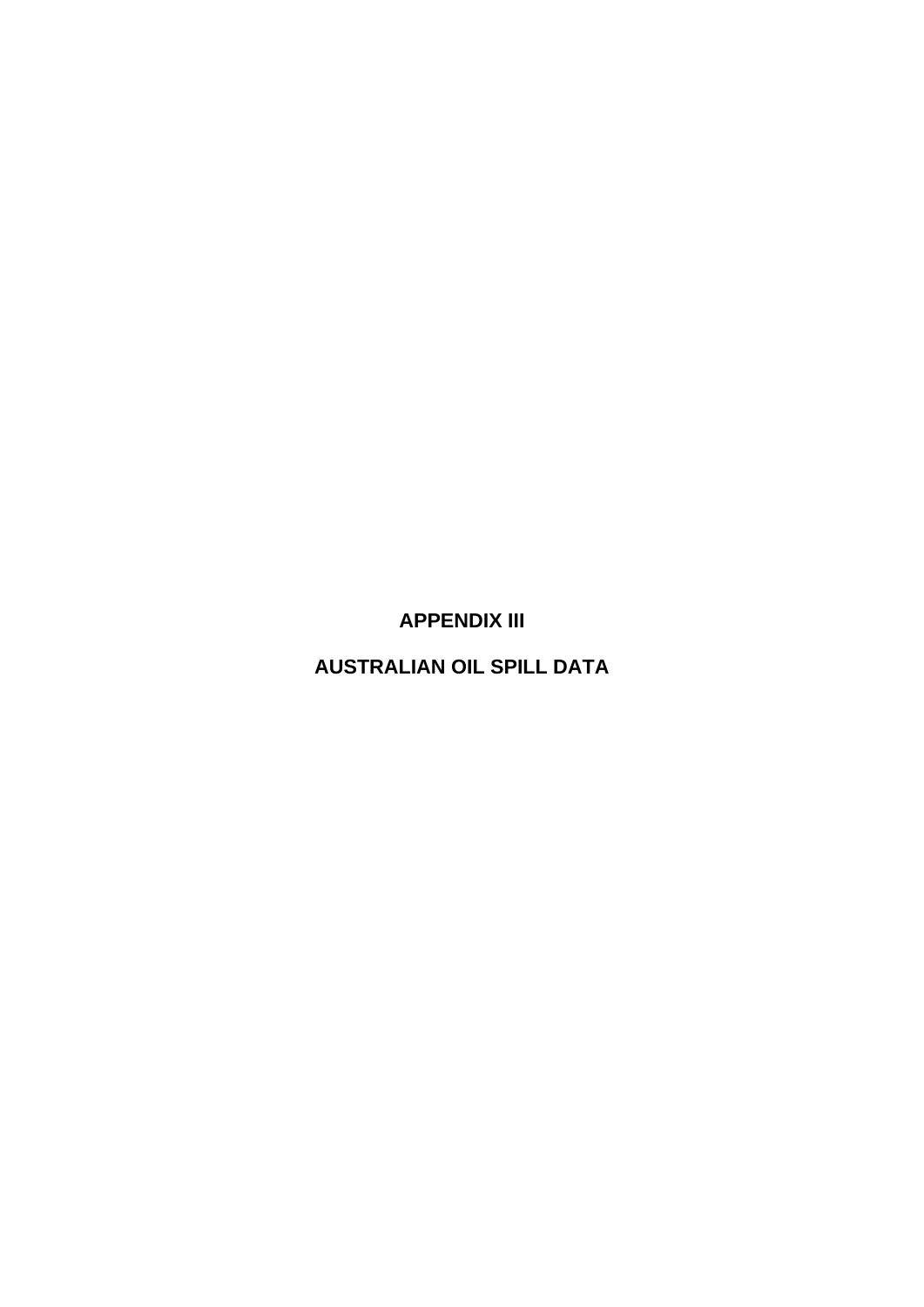# APPENDIX III

# AUSTRALIAN OIL SPILL DATA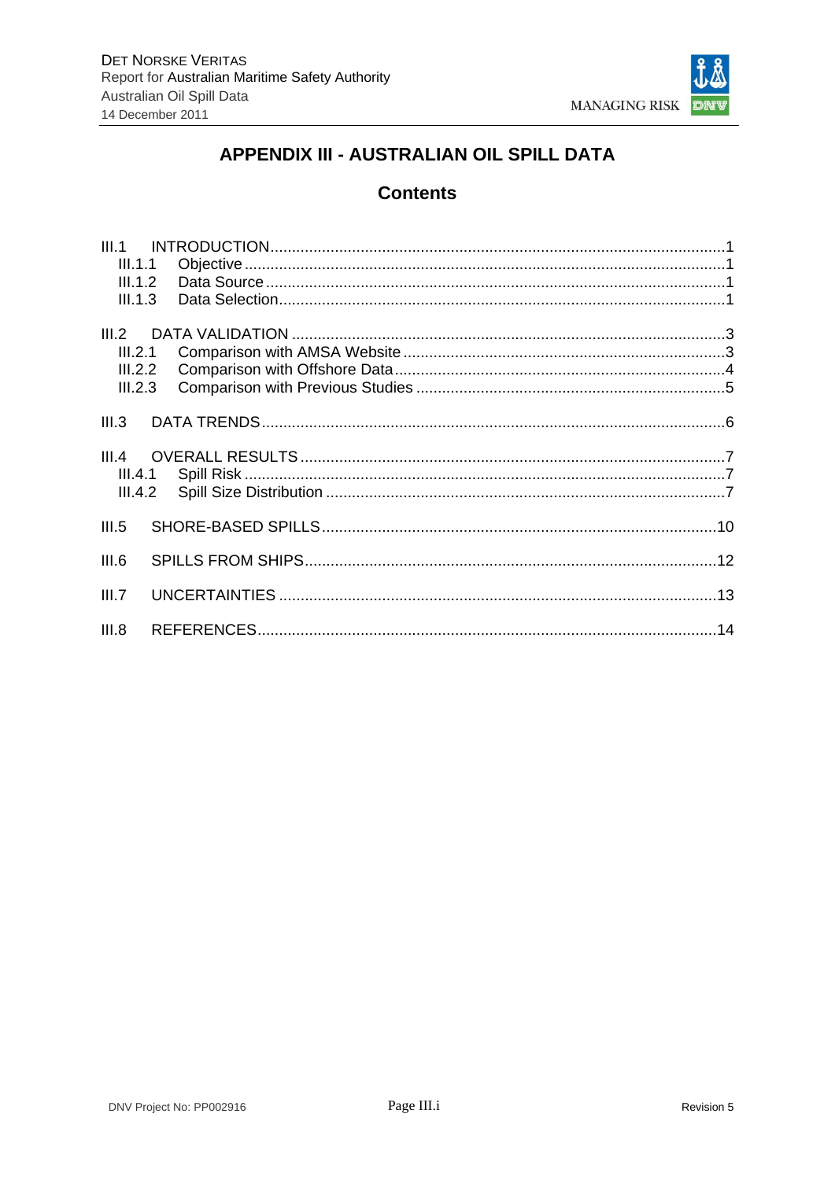# APPENDIX III - AUSTRALIAN OIL SPILL DATA

## Contents

III.1 INTRODUCTION ........................................................ 1
- III.1.1 Objective ........................................................ 1
- III.1.2 Data Source ........................................................ 1
- III.1.3 Data Selection ........................................................ 1

III.2 DATA VALIDATION ........................................................ 3
- III.2.1 Comparison with AMSA Website ........................................................ 3
- III.2.2 Comparison with Offshore Data ........................................................ 4
- III.2.3 Comparison with Previous Studies ........................................................ 5

III.3 DATA TRENDS ........................................................ 6

III.4 OVERALL RESULTS ........................................................ 7
- III.4.1 Spill Risk ........................................................ 7
- III.4.2 Spill Size Distribution ........................................................ 7

III.5 SHORE-BASED SPILLS ........................................................ 10

III.6 SPILLS FROM SHIPS ........................................................ 12

III.7 UNCERTAINTIES ........................................................ 13

III.8 REFERENCES ........................................................ 14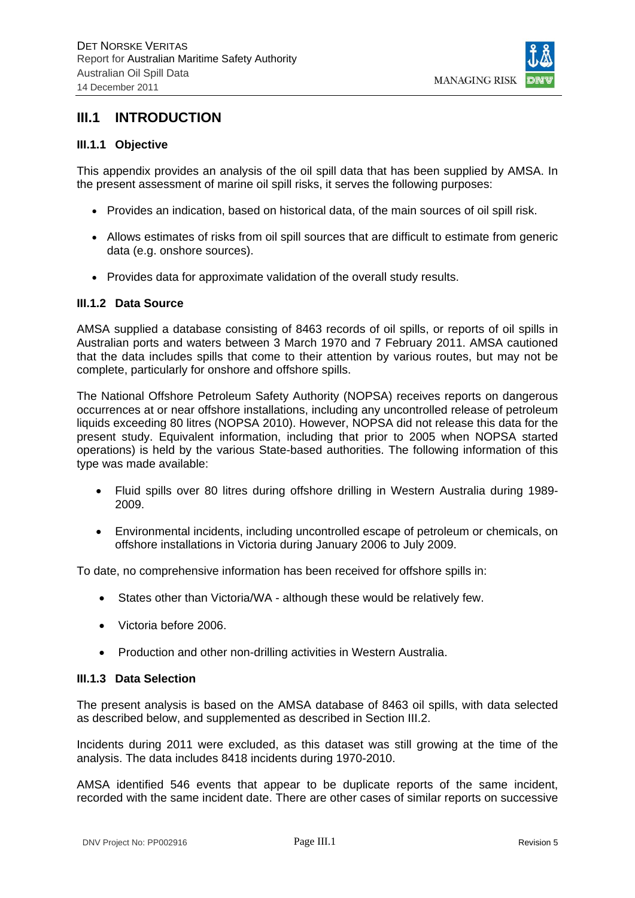## III.1 INTRODUCTION

### III.1.1 Objective

This appendix provides an analysis of the oil spill data that has been supplied by AMSA. In the present assessment of marine oil spill risks, it serves the following purposes:

- Provides an indication, based on historical data, of the main sources of oil spill risk.
- Allows estimates of risks from oil spill sources that are difficult to estimate from generic data (e.g. onshore sources).
- Provides data for approximate validation of the overall study results.

### III.1.2 Data Source

AMSA supplied a database consisting of 8463 records of oil spills, or reports of oil spills in Australian ports and waters between 3 March 1970 and 7 February 2011. AMSA cautioned that the data includes spills that come to their attention by various routes, but may not be complete, particularly for onshore and offshore spills.

The National Offshore Petroleum Safety Authority (NOPSA) receives reports on dangerous occurrences at or near offshore installations, including any uncontrolled release of petroleum liquids exceeding 80 litres (NOPSA 2010). However, NOPSA did not release this data for the present study. Equivalent information, including that prior to 2005 when NOPSA started operations) is held by the various State-based authorities. The following information of this type was made available:

- Fluid spills over 80 litres during offshore drilling in Western Australia during 1989-2009.
- Environmental incidents, including uncontrolled escape of petroleum or chemicals, on offshore installations in Victoria during January 2006 to July 2009.

To date, no comprehensive information has been received for offshore spills in:

- States other than Victoria/WA - although these would be relatively few.
- Victoria before 2006.
- Production and other non-drilling activities in Western Australia.

### III.1.3 Data Selection

The present analysis is based on the AMSA database of 8463 oil spills, with data selected as described below, and supplemented as described in Section III.2.

Incidents during 2011 were excluded, as this dataset was still growing at the time of the analysis. The data includes 8418 incidents during 1970-2010.

AMSA identified 546 events that appear to be duplicate reports of the same incident, recorded with the same incident date. There are other cases of similar reports on successive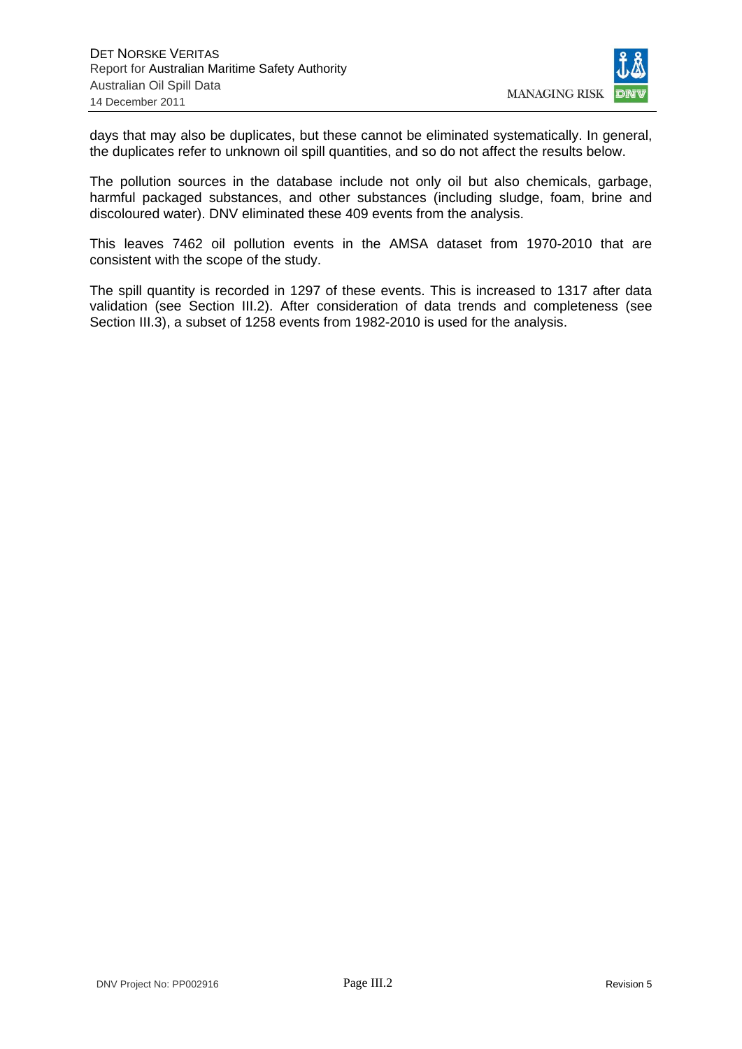days that may also be duplicates, but these cannot be eliminated systematically. In general, the duplicates refer to unknown oil spill quantities, and so do not affect the results below.

The pollution sources in the database include not only oil but also chemicals, garbage, harmful packaged substances, and other substances (including sludge, foam, brine and discoloured water). DNV eliminated these 409 events from the analysis.

This leaves 7462 oil pollution events in the AMSA dataset from 1970-2010 that are consistent with the scope of the study.

The spill quantity is recorded in 1297 of these events. This is increased to 1317 after data validation (see Section III.2). After consideration of data trends and completeness (see Section III.3), a subset of 1258 events from 1982-2010 is used for the analysis.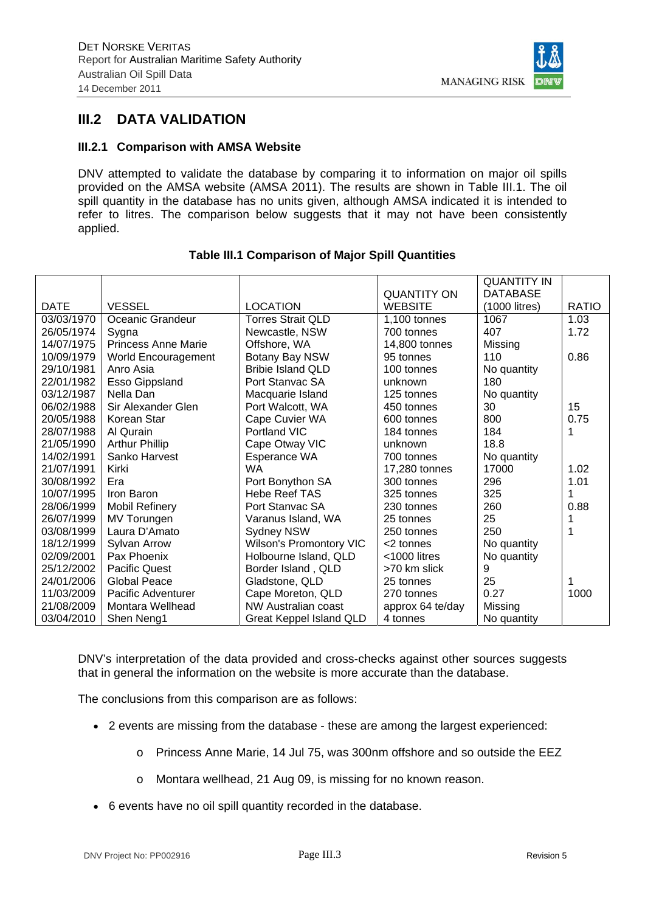## III.2 DATA VALIDATION

### III.2.1 Comparison with AMSA Website

DNV attempted to validate the database by comparing it to information on major oil spills provided on the AMSA website (AMSA 2011). The results are shown in Table III.1. The oil spill quantity in the database has no units given, although AMSA indicated it is intended to refer to litres. The comparison below suggests that it may not have been consistently applied.

**Table III.1 Comparison of Major Spill Quantities**

| DATE | VESSEL | LOCATION | QUANTITY ON WEBSITE | QUANTITY IN DATABASE (1000 litres) | RATIO |
|---|---|---|---|---|---|
| 03/03/1970 | Oceanic Grandeur | Torres Strait QLD | 1,100 tonnes | 1067 | 1.03 |
| 26/05/1974 | Sygna | Newcastle, NSW | 700 tonnes | 407 | 1.72 |
| 14/07/1975 | Princess Anne Marie | Offshore, WA | 14,800 tonnes | Missing | |
| 10/09/1979 | World Encouragement | Botany Bay NSW | 95 tonnes | 110 | 0.86 |
| 29/10/1981 | Anro Asia | Bribie Island QLD | 100 tonnes | No quantity | |
| 22/01/1982 | Esso Gippsland | Port Stanvac SA | unknown | 180 | |
| 03/12/1987 | Nella Dan | Macquarie Island | 125 tonnes | No quantity | |
| 06/02/1988 | Sir Alexander Glen | Port Walcott, WA | 450 tonnes | 30 | 15 |
| 20/05/1988 | Korean Star | Cape Cuvier WA | 600 tonnes | 800 | 0.75 |
| 28/07/1988 | Al Qurain | Portland VIC | 184 tonnes | 184 | 1 |
| 21/05/1990 | Arthur Phillip | Cape Otway VIC | unknown | 18.8 | |
| 14/02/1991 | Sanko Harvest | Esperance WA | 700 tonnes | No quantity | |
| 21/07/1991 | Kirki | WA | 17,280 tonnes | 17000 | 1.02 |
| 30/08/1992 | Era | Port Bonython SA | 300 tonnes | 296 | 1.01 |
| 10/07/1995 | Iron Baron | Hebe Reef TAS | 325 tonnes | 325 | 1 |
| 28/06/1999 | Mobil Refinery | Port Stanvac SA | 230 tonnes | 260 | 0.88 |
| 26/07/1999 | MV Torungen | Varanus Island, WA | 25 tonnes | 25 | 1 |
| 03/08/1999 | Laura D'Amato | Sydney NSW | 250 tonnes | 250 | 1 |
| 18/12/1999 | Sylvan Arrow | Wilson's Promontory VIC | <2 tonnes | No quantity | |
| 02/09/2001 | Pax Phoenix | Holbourne Island, QLD | <1000 litres | No quantity | |
| 25/12/2002 | Pacific Quest | Border Island , QLD | >70 km slick | 9 | |
| 24/01/2006 | Global Peace | Gladstone, QLD | 25 tonnes | 25 | 1 |
| 11/03/2009 | Pacific Adventurer | Cape Moreton, QLD | 270 tonnes | 0.27 | 1000 |
| 21/08/2009 | Montara Wellhead | NW Australian coast | approx 64 te/day | Missing | |
| 03/04/2010 | Shen Neng1 | Great Keppel Island QLD | 4 tonnes | No quantity | |

DNV's interpretation of the data provided and cross-checks against other sources suggests that in general the information on the website is more accurate than the database.

The conclusions from this comparison are as follows:

- 2 events are missing from the database - these are among the largest experienced:
  - Princess Anne Marie, 14 Jul 75, was 300nm offshore and so outside the EEZ
  - Montara wellhead, 21 Aug 09, is missing for no known reason.
- 6 events have no oil spill quantity recorded in the database.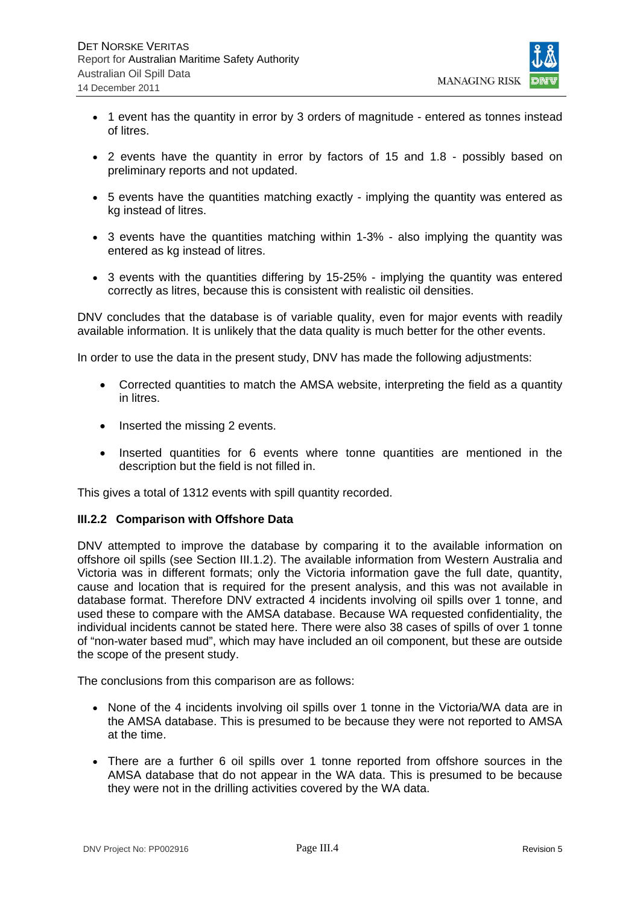- 1 event has the quantity in error by 3 orders of magnitude - entered as tonnes instead of litres.
- 2 events have the quantity in error by factors of 15 and 1.8 - possibly based on preliminary reports and not updated.
- 5 events have the quantities matching exactly - implying the quantity was entered as kg instead of litres.
- 3 events have the quantities matching within 1-3% - also implying the quantity was entered as kg instead of litres.
- 3 events with the quantities differing by 15-25% - implying the quantity was entered correctly as litres, because this is consistent with realistic oil densities.

DNV concludes that the database is of variable quality, even for major events with readily available information. It is unlikely that the data quality is much better for the other events.

In order to use the data in the present study, DNV has made the following adjustments:

- Corrected quantities to match the AMSA website, interpreting the field as a quantity in litres.
- Inserted the missing 2 events.
- Inserted quantities for 6 events where tonne quantities are mentioned in the description but the field is not filled in.

This gives a total of 1312 events with spill quantity recorded.

### III.2.2 Comparison with Offshore Data

DNV attempted to improve the database by comparing it to the available information on offshore oil spills (see Section III.1.2). The available information from Western Australia and Victoria was in different formats; only the Victoria information gave the full date, quantity, cause and location that is required for the present analysis, and this was not available in database format. Therefore DNV extracted 4 incidents involving oil spills over 1 tonne, and used these to compare with the AMSA database. Because WA requested confidentiality, the individual incidents cannot be stated here. There were also 38 cases of spills of over 1 tonne of "non-water based mud", which may have included an oil component, but these are outside the scope of the present study.

The conclusions from this comparison are as follows:

- None of the 4 incidents involving oil spills over 1 tonne in the Victoria/WA data are in the AMSA database. This is presumed to be because they were not reported to AMSA at the time.
- There are a further 6 oil spills over 1 tonne reported from offshore sources in the AMSA database that do not appear in the WA data. This is presumed to be because they were not in the drilling activities covered by the WA data.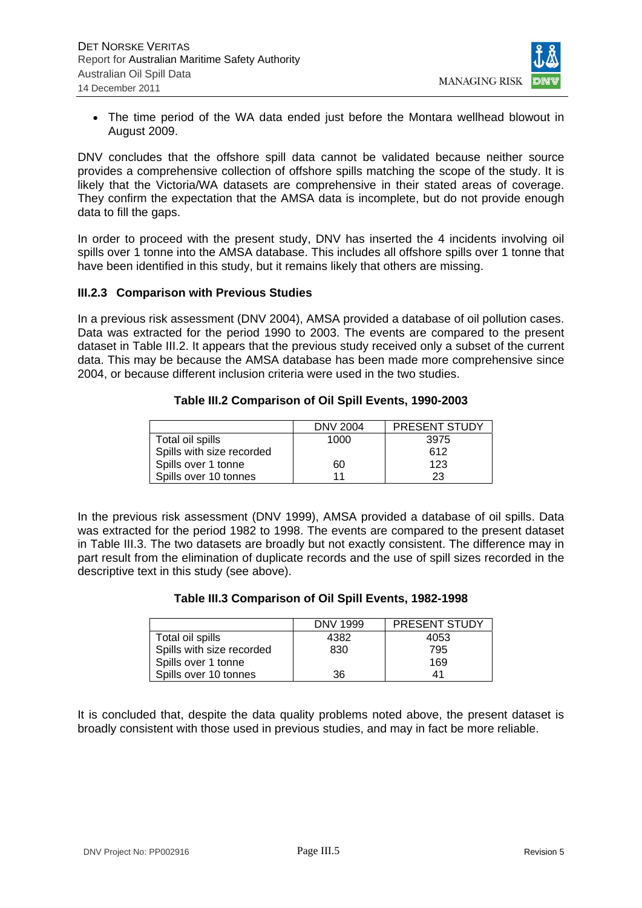- The time period of the WA data ended just before the Montara wellhead blowout in August 2009.

DNV concludes that the offshore spill data cannot be validated because neither source provides a comprehensive collection of offshore spills matching the scope of the study. It is likely that the Victoria/WA datasets are comprehensive in their stated areas of coverage. They confirm the expectation that the AMSA data is incomplete, but do not provide enough data to fill the gaps.

In order to proceed with the present study, DNV has inserted the 4 incidents involving oil spills over 1 tonne into the AMSA database. This includes all offshore spills over 1 tonne that have been identified in this study, but it remains likely that others are missing.

### III.2.3 Comparison with Previous Studies

In a previous risk assessment (DNV 2004), AMSA provided a database of oil pollution cases. Data was extracted for the period 1990 to 2003. The events are compared to the present dataset in Table III.2. It appears that the previous study received only a subset of the current data. This may be because the AMSA database has been made more comprehensive since 2004, or because different inclusion criteria were used in the two studies.

**Table III.2 Comparison of Oil Spill Events, 1990-2003**

| | DNV 2004 | PRESENT STUDY |
|---|---|---|
| Total oil spills | 1000 | 3975 |
| Spills with size recorded | | 612 |
| Spills over 1 tonne | 60 | 123 |
| Spills over 10 tonnes | 11 | 23 |

In the previous risk assessment (DNV 1999), AMSA provided a database of oil spills. Data was extracted for the period 1982 to 1998. The events are compared to the present dataset in Table III.3. The two datasets are broadly but not exactly consistent. The difference may in part result from the elimination of duplicate records and the use of spill sizes recorded in the descriptive text in this study (see above).

**Table III.3 Comparison of Oil Spill Events, 1982-1998**

| | DNV 1999 | PRESENT STUDY |
|---|---|---|
| Total oil spills | 4382 | 4053 |
| Spills with size recorded | 830 | 795 |
| Spills over 1 tonne | | 169 |
| Spills over 10 tonnes | 36 | 41 |

It is concluded that, despite the data quality problems noted above, the present dataset is broadly consistent with those used in previous studies, and may in fact be more reliable.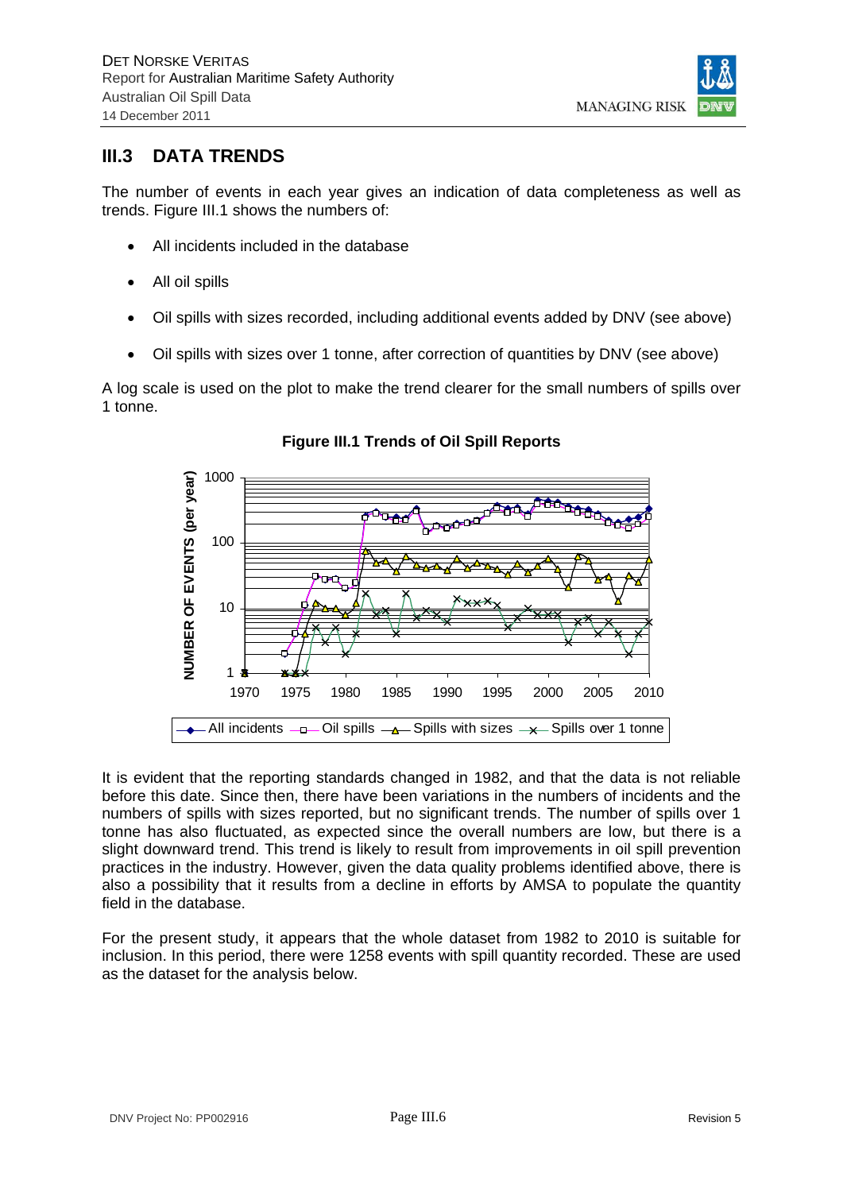## III.3 DATA TRENDS

The number of events in each year gives an indication of data completeness as well as trends. Figure III.1 shows the numbers of:

- All incidents included in the database
- All oil spills
- Oil spills with sizes recorded, including additional events added by DNV (see above)
- Oil spills with sizes over 1 tonne, after correction of quantities by DNV (see above)

A log scale is used on the plot to make the trend clearer for the small numbers of spills over 1 tonne.

**Figure III.1 Trends of Oil Spill Reports**

It is evident that the reporting standards changed in 1982, and that the data is not reliable before this date. Since then, there have been variations in the numbers of incidents and the numbers of spills with sizes reported, but no significant trends. The number of spills over 1 tonne has also fluctuated, as expected since the overall numbers are low, but there is a slight downward trend. This trend is likely to result from improvements in oil spill prevention practices in the industry. However, given the data quality problems identified above, there is also a possibility that it results from a decline in efforts by AMSA to populate the quantity field in the database.

For the present study, it appears that the whole dataset from 1982 to 2010 is suitable for inclusion. In this period, there were 1258 events with spill quantity recorded. These are used as the dataset for the analysis below.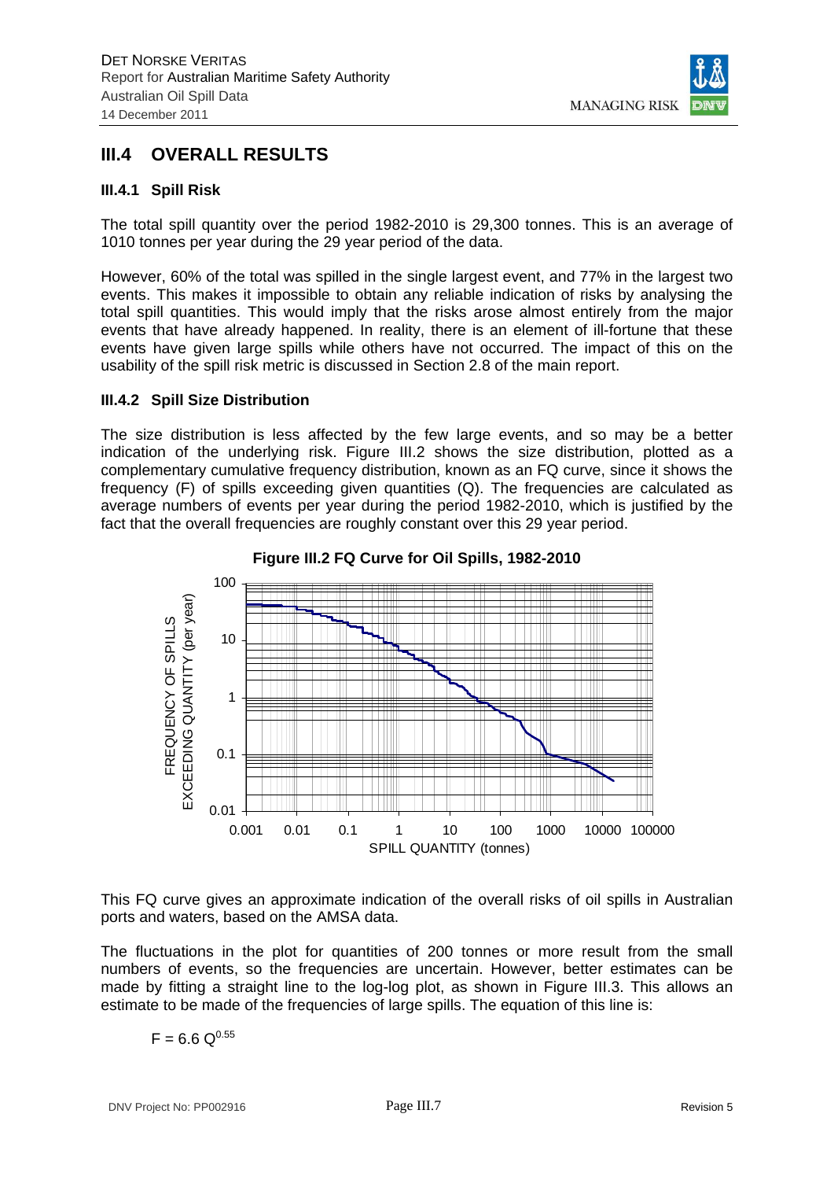## III.4 OVERALL RESULTS

### III.4.1 Spill Risk

The total spill quantity over the period 1982-2010 is 29,300 tonnes. This is an average of 1010 tonnes per year during the 29 year period of the data.

However, 60% of the total was spilled in the single largest event, and 77% in the largest two events. This makes it impossible to obtain any reliable indication of risks by analysing the total spill quantities. This would imply that the risks arose almost entirely from the major events that have already happened. In reality, there is an element of ill-fortune that these events have given large spills while others have not occurred. The impact of this on the usability of the spill risk metric is discussed in Section 2.8 of the main report.

### III.4.2 Spill Size Distribution

The size distribution is less affected by the few large events, and so may be a better indication of the underlying risk. Figure III.2 shows the size distribution, plotted as a complementary cumulative frequency distribution, known as an FQ curve, since it shows the frequency (F) of spills exceeding given quantities (Q). The frequencies are calculated as average numbers of events per year during the period 1982-2010, which is justified by the fact that the overall frequencies are roughly constant over this 29 year period.

**Figure III.2 FQ Curve for Oil Spills, 1982-2010**

This FQ curve gives an approximate indication of the overall risks of oil spills in Australian ports and waters, based on the AMSA data.

The fluctuations in the plot for quantities of 200 tonnes or more result from the small numbers of events, so the frequencies are uncertain. However, better estimates can be made by fitting a straight line to the log-log plot, as shown in Figure III.3. This allows an estimate to be made of the frequencies of large spills. The equation of this line is:

$$F = 6.6\ Q^{0.55}$$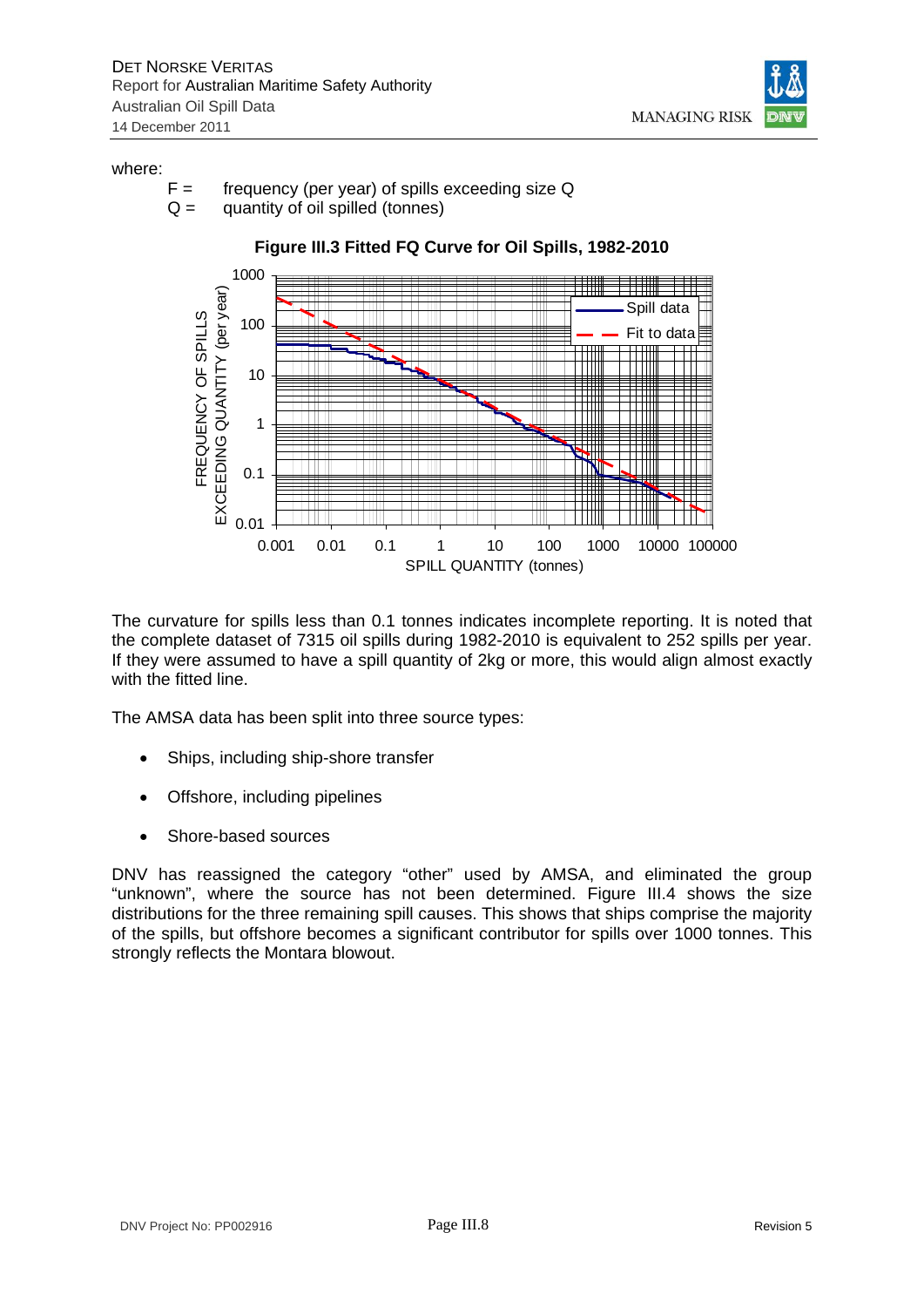where:

$F$ = frequency (per year) of spills exceeding size Q

$Q$ = quantity of oil spilled (tonnes)

**Figure III.3 Fitted FQ Curve for Oil Spills, 1982-2010**

The curvature for spills less than 0.1 tonnes indicates incomplete reporting. It is noted that the complete dataset of 7315 oil spills during 1982-2010 is equivalent to 252 spills per year. If they were assumed to have a spill quantity of 2kg or more, this would align almost exactly with the fitted line.

The AMSA data has been split into three source types:

- Ships, including ship-shore transfer
- Offshore, including pipelines
- Shore-based sources

DNV has reassigned the category "other" used by AMSA, and eliminated the group "unknown", where the source has not been determined. Figure III.4 shows the size distributions for the three remaining spill causes. This shows that ships comprise the majority of the spills, but offshore becomes a significant contributor for spills over 1000 tonnes. This strongly reflects the Montara blowout.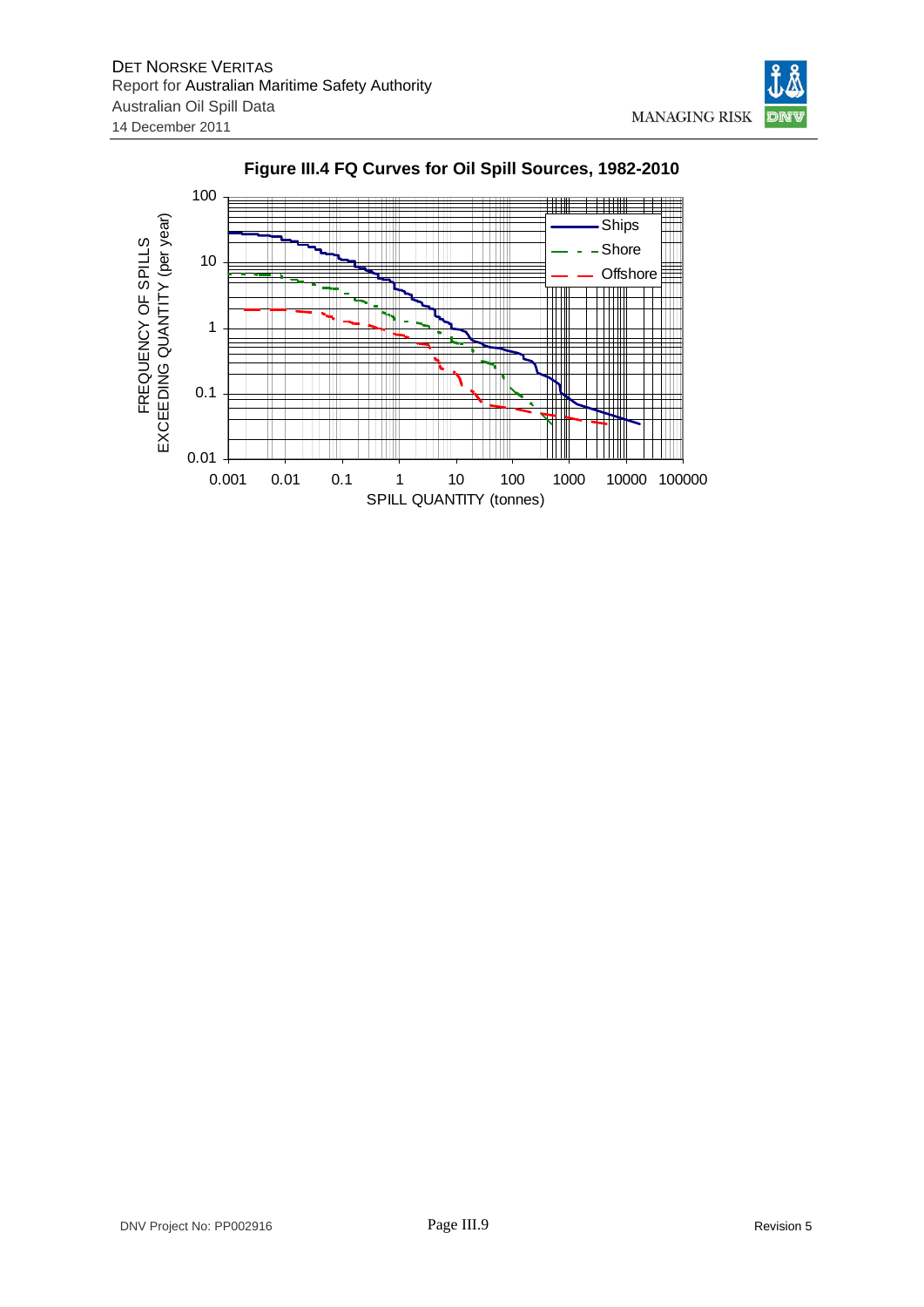**Figure III.4 FQ Curves for Oil Spill Sources, 1982-2010**

FREQUENCY OF SPILLS EXCEEDING QUANTITY (per year)

SPILL QUANTITY (tonnes)

Ships

Shore

Offshore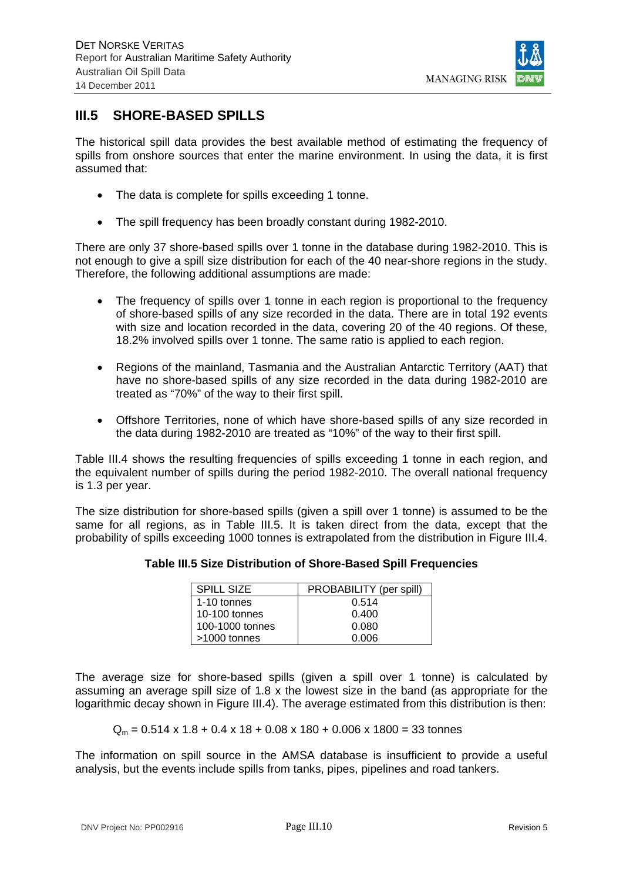## III.5 SHORE-BASED SPILLS

The historical spill data provides the best available method of estimating the frequency of spills from onshore sources that enter the marine environment. In using the data, it is first assumed that:

- The data is complete for spills exceeding 1 tonne.
- The spill frequency has been broadly constant during 1982-2010.

There are only 37 shore-based spills over 1 tonne in the database during 1982-2010. This is not enough to give a spill size distribution for each of the 40 near-shore regions in the study. Therefore, the following additional assumptions are made:

- The frequency of spills over 1 tonne in each region is proportional to the frequency of shore-based spills of any size recorded in the data. There are in total 192 events with size and location recorded in the data, covering 20 of the 40 regions. Of these, 18.2% involved spills over 1 tonne. The same ratio is applied to each region.
- Regions of the mainland, Tasmania and the Australian Antarctic Territory (AAT) that have no shore-based spills of any size recorded in the data during 1982-2010 are treated as "70%" of the way to their first spill.
- Offshore Territories, none of which have shore-based spills of any size recorded in the data during 1982-2010 are treated as "10%" of the way to their first spill.

Table III.4 shows the resulting frequencies of spills exceeding 1 tonne in each region, and the equivalent number of spills during the period 1982-2010. The overall national frequency is 1.3 per year.

The size distribution for shore-based spills (given a spill over 1 tonne) is assumed to be the same for all regions, as in Table III.5. It is taken direct from the data, except that the probability of spills exceeding 1000 tonnes is extrapolated from the distribution in Figure III.4.

**Table III.5 Size Distribution of Shore-Based Spill Frequencies**

| SPILL SIZE | PROBABILITY (per spill) |
|---|---|
| 1-10 tonnes | 0.514 |
| 10-100 tonnes | 0.400 |
| 100-1000 tonnes | 0.080 |
| >1000 tonnes | 0.006 |

The average size for shore-based spills (given a spill over 1 tonne) is calculated by assuming an average spill size of 1.8 x the lowest size in the band (as appropriate for the logarithmic decay shown in Figure III.4). The average estimated from this distribution is then:

$$Q_m = 0.514 \times 1.8 + 0.4 \times 18 + 0.08 \times 180 + 0.006 \times 1800 = 33 \text{ tonnes}$$

The information on spill source in the AMSA database is insufficient to provide a useful analysis, but the events include spills from tanks, pipes, pipelines and road tankers.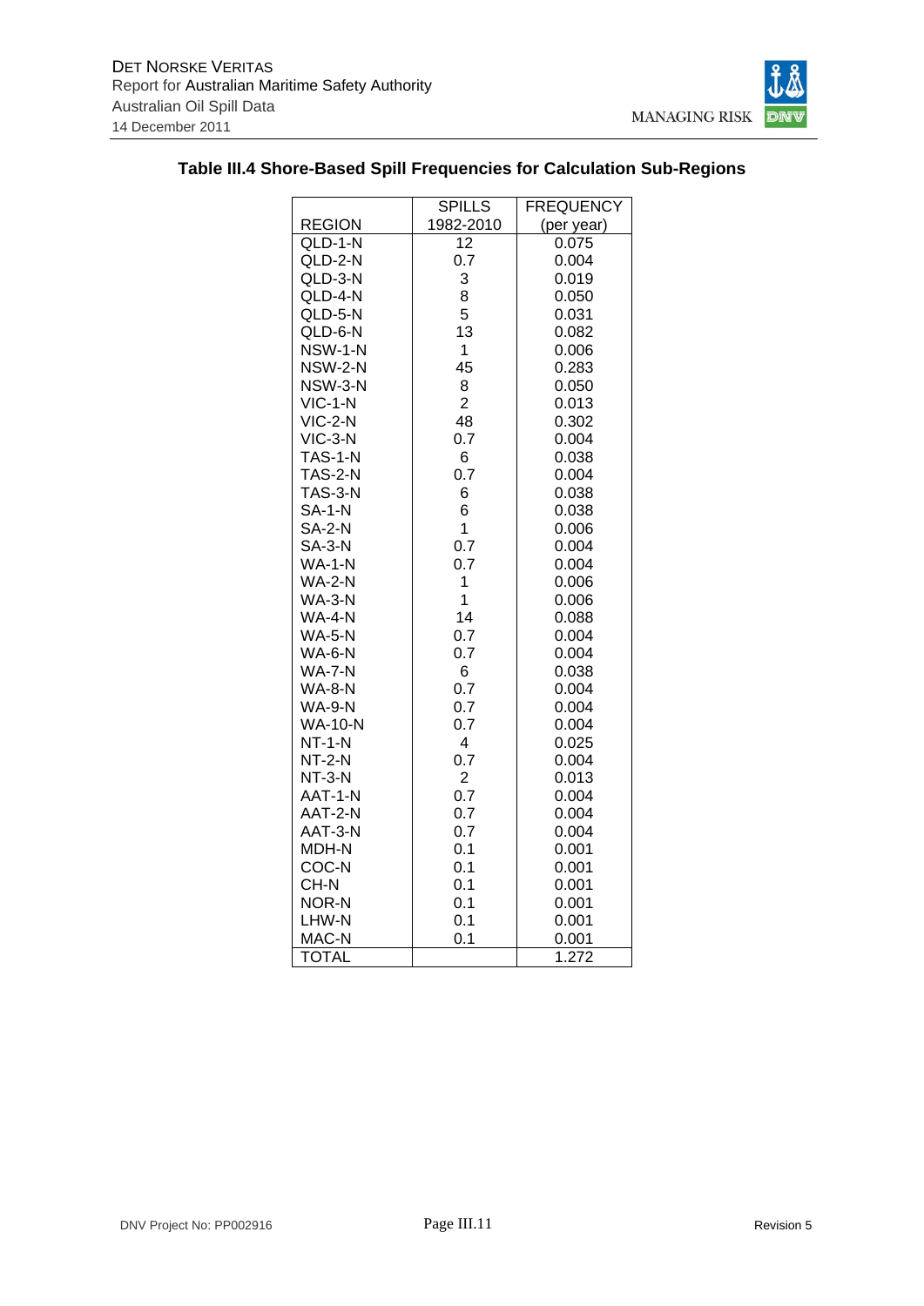**Table III.4 Shore-Based Spill Frequencies for Calculation Sub-Regions**

| REGION | SPILLS 1982-2010 | FREQUENCY (per year) |
|---|---|---|
| QLD-1-N | 12 | 0.075 |
| QLD-2-N | 0.7 | 0.004 |
| QLD-3-N | 3 | 0.019 |
| QLD-4-N | 8 | 0.050 |
| QLD-5-N | 5 | 0.031 |
| QLD-6-N | 13 | 0.082 |
| NSW-1-N | 1 | 0.006 |
| NSW-2-N | 45 | 0.283 |
| NSW-3-N | 8 | 0.050 |
| VIC-1-N | 2 | 0.013 |
| VIC-2-N | 48 | 0.302 |
| VIC-3-N | 0.7 | 0.004 |
| TAS-1-N | 6 | 0.038 |
| TAS-2-N | 0.7 | 0.004 |
| TAS-3-N | 6 | 0.038 |
| SA-1-N | 6 | 0.038 |
| SA-2-N | 1 | 0.006 |
| SA-3-N | 0.7 | 0.004 |
| WA-1-N | 0.7 | 0.004 |
| WA-2-N | 1 | 0.006 |
| WA-3-N | 1 | 0.006 |
| WA-4-N | 14 | 0.088 |
| WA-5-N | 0.7 | 0.004 |
| WA-6-N | 0.7 | 0.004 |
| WA-7-N | 6 | 0.038 |
| WA-8-N | 0.7 | 0.004 |
| WA-9-N | 0.7 | 0.004 |
| WA-10-N | 0.7 | 0.004 |
| NT-1-N | 4 | 0.025 |
| NT-2-N | 0.7 | 0.004 |
| NT-3-N | 2 | 0.013 |
| AAT-1-N | 0.7 | 0.004 |
| AAT-2-N | 0.7 | 0.004 |
| AAT-3-N | 0.7 | 0.004 |
| MDH-N | 0.1 | 0.001 |
| COC-N | 0.1 | 0.001 |
| CH-N | 0.1 | 0.001 |
| NOR-N | 0.1 | 0.001 |
| LHW-N | 0.1 | 0.001 |
| MAC-N | 0.1 | 0.001 |
| TOTAL | | 1.272 |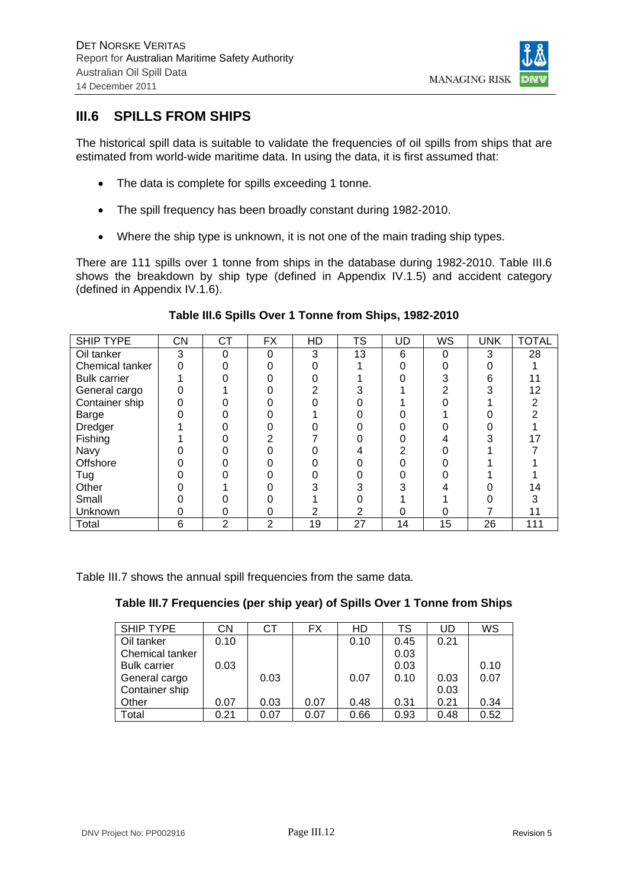## III.6 SPILLS FROM SHIPS

The historical spill data is suitable to validate the frequencies of oil spills from ships that are estimated from world-wide maritime data. In using the data, it is first assumed that:

- The data is complete for spills exceeding 1 tonne.
- The spill frequency has been broadly constant during 1982-2010.
- Where the ship type is unknown, it is not one of the main trading ship types.

There are 111 spills over 1 tonne from ships in the database during 1982-2010. Table III.6 shows the breakdown by ship type (defined in Appendix IV.1.5) and accident category (defined in Appendix IV.1.6).

**Table III.6 Spills Over 1 Tonne from Ships, 1982-2010**

| SHIP TYPE | CN | CT | FX | HD | TS | UD | WS | UNK | TOTAL |
|---|---|---|---|---|---|---|---|---|---|
| Oil tanker | 3 | 0 | 0 | 3 | 13 | 6 | 0 | 3 | 28 |
| Chemical tanker | 0 | 0 | 0 | 0 | 1 | 0 | 0 | 0 | 1 |
| Bulk carrier | 1 | 0 | 0 | 0 | 1 | 0 | 3 | 6 | 11 |
| General cargo | 0 | 1 | 0 | 2 | 3 | 1 | 2 | 3 | 12 |
| Container ship | 0 | 0 | 0 | 0 | 0 | 1 | 0 | 1 | 2 |
| Barge | 0 | 0 | 0 | 1 | 0 | 0 | 1 | 0 | 2 |
| Dredger | 1 | 0 | 0 | 0 | 0 | 0 | 0 | 0 | 1 |
| Fishing | 1 | 0 | 2 | 7 | 0 | 0 | 4 | 3 | 17 |
| Navy | 0 | 0 | 0 | 0 | 4 | 2 | 0 | 1 | 7 |
| Offshore | 0 | 0 | 0 | 0 | 0 | 0 | 0 | 1 | 1 |
| Tug | 0 | 0 | 0 | 0 | 0 | 0 | 0 | 1 | 1 |
| Other | 0 | 1 | 0 | 3 | 3 | 3 | 4 | 0 | 14 |
| Small | 0 | 0 | 0 | 1 | 0 | 1 | 1 | 0 | 3 |
| Unknown | 0 | 0 | 0 | 2 | 2 | 0 | 0 | 7 | 11 |
| Total | 6 | 2 | 2 | 19 | 27 | 14 | 15 | 26 | 111 |

Table III.7 shows the annual spill frequencies from the same data.

**Table III.7 Frequencies (per ship year) of Spills Over 1 Tonne from Ships**

| SHIP TYPE | CN | CT | FX | HD | TS | UD | WS |
|---|---|---|---|---|---|---|---|
| Oil tanker | 0.10 | | | 0.10 | 0.45 | 0.21 | |
| Chemical tanker | | | | | 0.03 | | |
| Bulk carrier | 0.03 | | | | 0.03 | | 0.10 |
| General cargo | | 0.03 | | 0.07 | 0.10 | 0.03 | 0.07 |
| Container ship | | | | | | 0.03 | |
| Other | 0.07 | 0.03 | 0.07 | 0.48 | 0.31 | 0.21 | 0.34 |
| Total | 0.21 | 0.07 | 0.07 | 0.66 | 0.93 | 0.48 | 0.52 |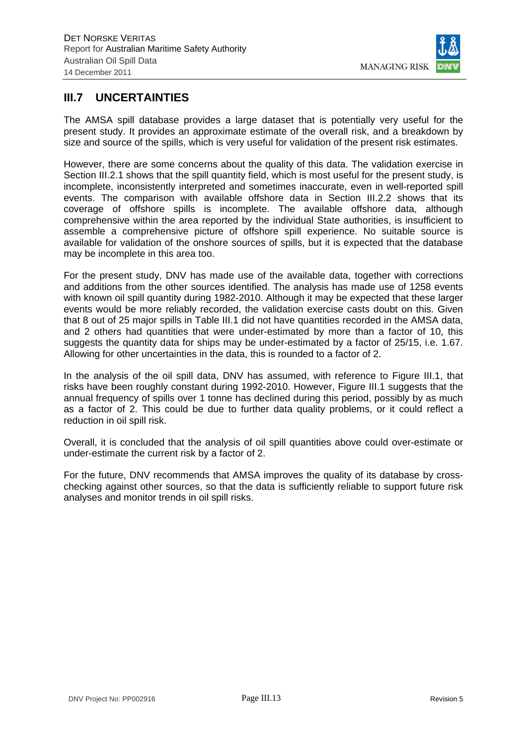## III.7 UNCERTAINTIES

The AMSA spill database provides a large dataset that is potentially very useful for the present study. It provides an approximate estimate of the overall risk, and a breakdown by size and source of the spills, which is very useful for validation of the present risk estimates.

However, there are some concerns about the quality of this data. The validation exercise in Section III.2.1 shows that the spill quantity field, which is most useful for the present study, is incomplete, inconsistently interpreted and sometimes inaccurate, even in well-reported spill events. The comparison with available offshore data in Section III.2.2 shows that its coverage of offshore spills is incomplete. The available offshore data, although comprehensive within the area reported by the individual State authorities, is insufficient to assemble a comprehensive picture of offshore spill experience. No suitable source is available for validation of the onshore sources of spills, but it is expected that the database may be incomplete in this area too.

For the present study, DNV has made use of the available data, together with corrections and additions from the other sources identified. The analysis has made use of 1258 events with known oil spill quantity during 1982-2010. Although it may be expected that these larger events would be more reliably recorded, the validation exercise casts doubt on this. Given that 8 out of 25 major spills in Table III.1 did not have quantities recorded in the AMSA data, and 2 others had quantities that were under-estimated by more than a factor of 10, this suggests the quantity data for ships may be under-estimated by a factor of 25/15, i.e. 1.67. Allowing for other uncertainties in the data, this is rounded to a factor of 2.

In the analysis of the oil spill data, DNV has assumed, with reference to Figure III.1, that risks have been roughly constant during 1992-2010. However, Figure III.1 suggests that the annual frequency of spills over 1 tonne has declined during this period, possibly by as much as a factor of 2. This could be due to further data quality problems, or it could reflect a reduction in oil spill risk.

Overall, it is concluded that the analysis of oil spill quantities above could over-estimate or under-estimate the current risk by a factor of 2.

For the future, DNV recommends that AMSA improves the quality of its database by cross-checking against other sources, so that the data is sufficiently reliable to support future risk analyses and monitor trends in oil spill risks.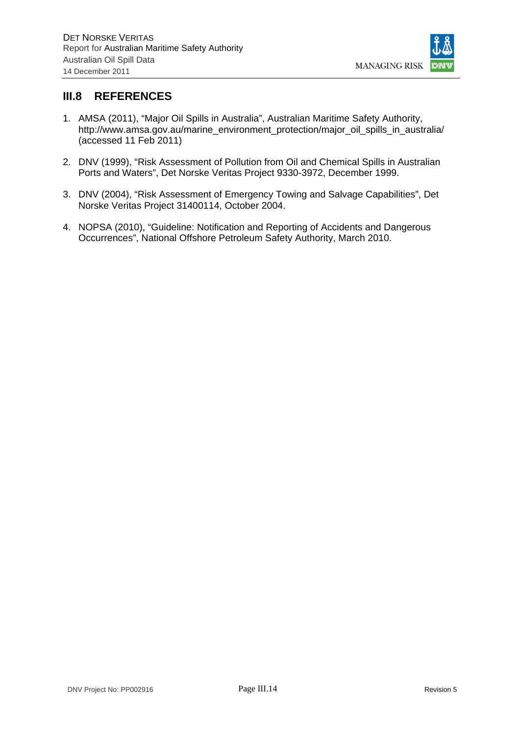## III.8 REFERENCES

1. AMSA (2011), "Major Oil Spills in Australia", Australian Maritime Safety Authority, http://www.amsa.gov.au/marine_environment_protection/major_oil_spills_in_australia/ (accessed 11 Feb 2011)

2. DNV (1999), "Risk Assessment of Pollution from Oil and Chemical Spills in Australian Ports and Waters", Det Norske Veritas Project 9330-3972, December 1999.

3. DNV (2004), "Risk Assessment of Emergency Towing and Salvage Capabilities", Det Norske Veritas Project 31400114, October 2004.

4. NOPSA (2010), "Guideline: Notification and Reporting of Accidents and Dangerous Occurrences", National Offshore Petroleum Safety Authority, March 2010.